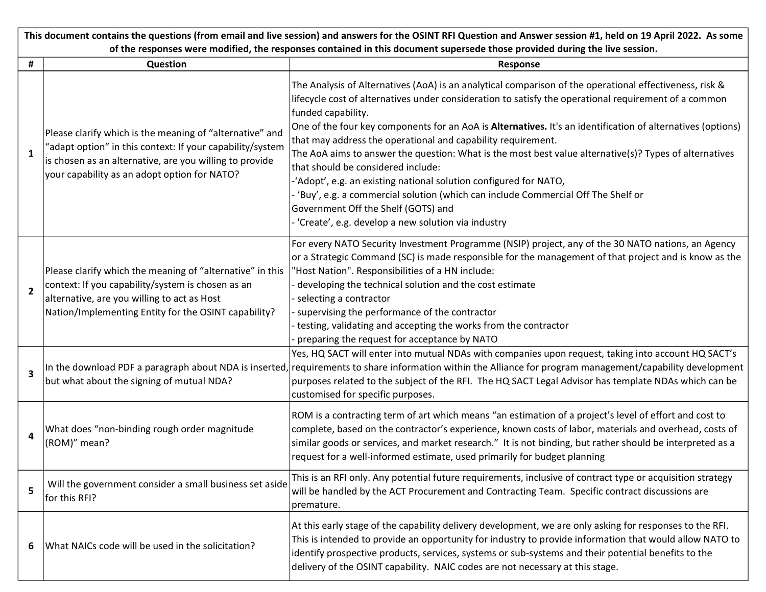| This document contains the questions (from email and live session) and answers for the OSINT RFI Question and Answer session #1, held on 19 April 2022. As some of the responses were modified, the responses contained in this document supersede those provided during the live session. | | |
|---|---|---|
| **#** | **Question** | **Response** |
| 1 | Please clarify which is the meaning of “alternative” and “adapt option” in this context: If your capability/system is chosen as an alternative, are you willing to provide your capability as an adopt option for NATO? | The Analysis of Alternatives (AoA) is an analytical comparison of the operational effectiveness, risk & lifecycle cost of alternatives under consideration to satisfy the operational requirement of a common funded capability.<br>One of the four key components for an AoA is **Alternatives.** It's an identification of alternatives (options) that may address the operational and capability requirement.<br>The AoA aims to answer the question: What is the most best value alternative(s)? Types of alternatives that should be considered include:<br>-‘Adopt’, e.g. an existing national solution configured for NATO,<br>- ‘Buy’, e.g. a commercial solution (which can include Commercial Off The Shelf or Government Off the Shelf (GOTS) and<br>- 'Create', e.g. develop a new solution via industry |
| 2 | Please clarify which the meaning of “alternative” in this context: If you capability/system is chosen as an alternative, are you willing to act as Host Nation/Implementing Entity for the OSINT capability? | For every NATO Security Investment Programme (NSIP) project, any of the 30 NATO nations, an Agency or a Strategic Command (SC) is made responsible for the management of that project and is know as the "Host Nation". Responsibilities of a HN include:<br>- developing the technical solution and the cost estimate<br>- selecting a contractor<br>- supervising the performance of the contractor<br>- testing, validating and accepting the works from the contractor<br>- preparing the request for acceptance by NATO |
| 3 | In the download PDF a paragraph about NDA is inserted, but what about the signing of mutual NDA? | Yes, HQ SACT will enter into mutual NDAs with companies upon request, taking into account HQ SACT’s requirements to share information within the Alliance for program management/capability development purposes related to the subject of the RFI. The HQ SACT Legal Advisor has template NDAs which can be customised for specific purposes. |
| 4 | What does “non-binding rough order magnitude (ROM)” mean? | ROM is a contracting term of art which means “an estimation of a project’s level of effort and cost to complete, based on the contractor’s experience, known costs of labor, materials and overhead, costs of similar goods or services, and market research.” It is not binding, but rather should be interpreted as a request for a well-informed estimate, used primarily for budget planning |
| 5 | Will the government consider a small business set aside for this RFI? | This is an RFI only. Any potential future requirements, inclusive of contract type or acquisition strategy will be handled by the ACT Procurement and Contracting Team. Specific contract discussions are premature. |
| 6 | What NAICs code will be used in the solicitation? | At this early stage of the capability delivery development, we are only asking for responses to the RFI. This is intended to provide an opportunity for industry to provide information that would allow NATO to identify prospective products, services, systems or sub-systems and their potential benefits to the delivery of the OSINT capability. NAIC codes are not necessary at this stage. |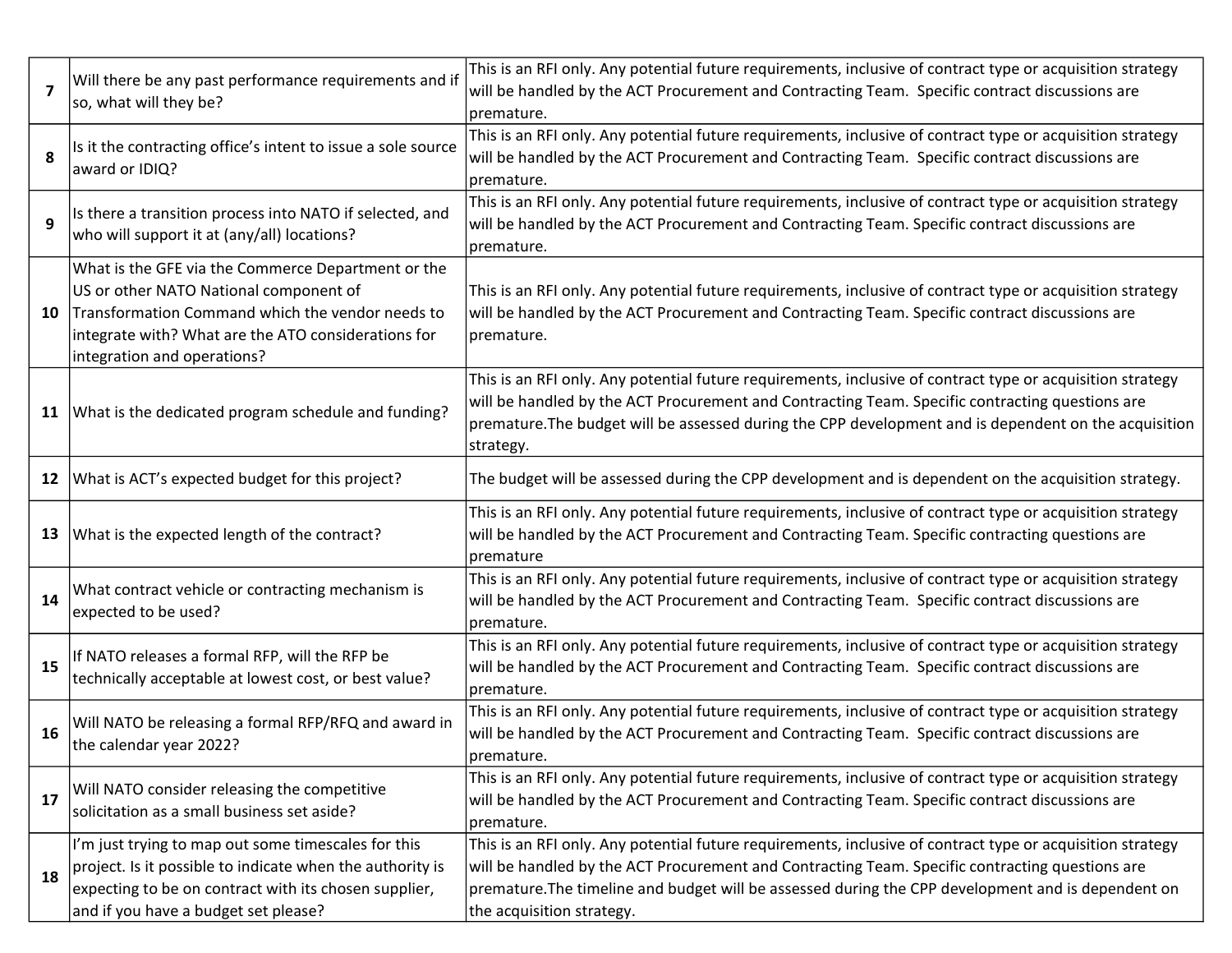| | | |
|---|---|---|
| 7 | Will there be any past performance requirements and if so, what will they be? | This is an RFI only. Any potential future requirements, inclusive of contract type or acquisition strategy will be handled by the ACT Procurement and Contracting Team.  Specific contract discussions are premature. |
| 8 | Is it the contracting office's intent to issue a sole source award or IDIQ? | This is an RFI only. Any potential future requirements, inclusive of contract type or acquisition strategy will be handled by the ACT Procurement and Contracting Team.  Specific contract discussions are premature. |
| 9 | Is there a transition process into NATO if selected, and who will support it at (any/all) locations? | This is an RFI only. Any potential future requirements, inclusive of contract type or acquisition strategy will be handled by the ACT Procurement and Contracting Team. Specific contract discussions are premature. |
| 10 | What is the GFE via the Commerce Department or the US or other NATO National component of Transformation Command which the vendor needs to integrate with? What are the ATO considerations for integration and operations? | This is an RFI only. Any potential future requirements, inclusive of contract type or acquisition strategy will be handled by the ACT Procurement and Contracting Team. Specific contract discussions are premature. |
| 11 | What is the dedicated program schedule and funding? | This is an RFI only. Any potential future requirements, inclusive of contract type or acquisition strategy will be handled by the ACT Procurement and Contracting Team. Specific contracting questions are premature.The budget will be assessed during the CPP development and is dependent on the acquisition strategy. |
| 12 | What is ACT's expected budget for this project? | The budget will be assessed during the CPP development and is dependent on the acquisition strategy. |
| 13 | What is the expected length of the contract? | This is an RFI only. Any potential future requirements, inclusive of contract type or acquisition strategy will be handled by the ACT Procurement and Contracting Team. Specific contracting questions are premature |
| 14 | What contract vehicle or contracting mechanism is expected to be used? | This is an RFI only. Any potential future requirements, inclusive of contract type or acquisition strategy will be handled by the ACT Procurement and Contracting Team.  Specific contract discussions are premature. |
| 15 | If NATO releases a formal RFP, will the RFP be technically acceptable at lowest cost, or best value? | This is an RFI only. Any potential future requirements, inclusive of contract type or acquisition strategy will be handled by the ACT Procurement and Contracting Team.  Specific contract discussions are premature. |
| 16 | Will NATO be releasing a formal RFP/RFQ and award in the calendar year 2022? | This is an RFI only. Any potential future requirements, inclusive of contract type or acquisition strategy will be handled by the ACT Procurement and Contracting Team.  Specific contract discussions are premature. |
| 17 | Will NATO consider releasing the competitive solicitation as a small business set aside? | This is an RFI only. Any potential future requirements, inclusive of contract type or acquisition strategy will be handled by the ACT Procurement and Contracting Team. Specific contract discussions are premature. |
| 18 | I'm just trying to map out some timescales for this project. Is it possible to indicate when the authority is expecting to be on contract with its chosen supplier, and if you have a budget set please? | This is an RFI only. Any potential future requirements, inclusive of contract type or acquisition strategy will be handled by the ACT Procurement and Contracting Team. Specific contracting questions are premature.The timeline and budget will be assessed during the CPP development and is dependent on the acquisition strategy. |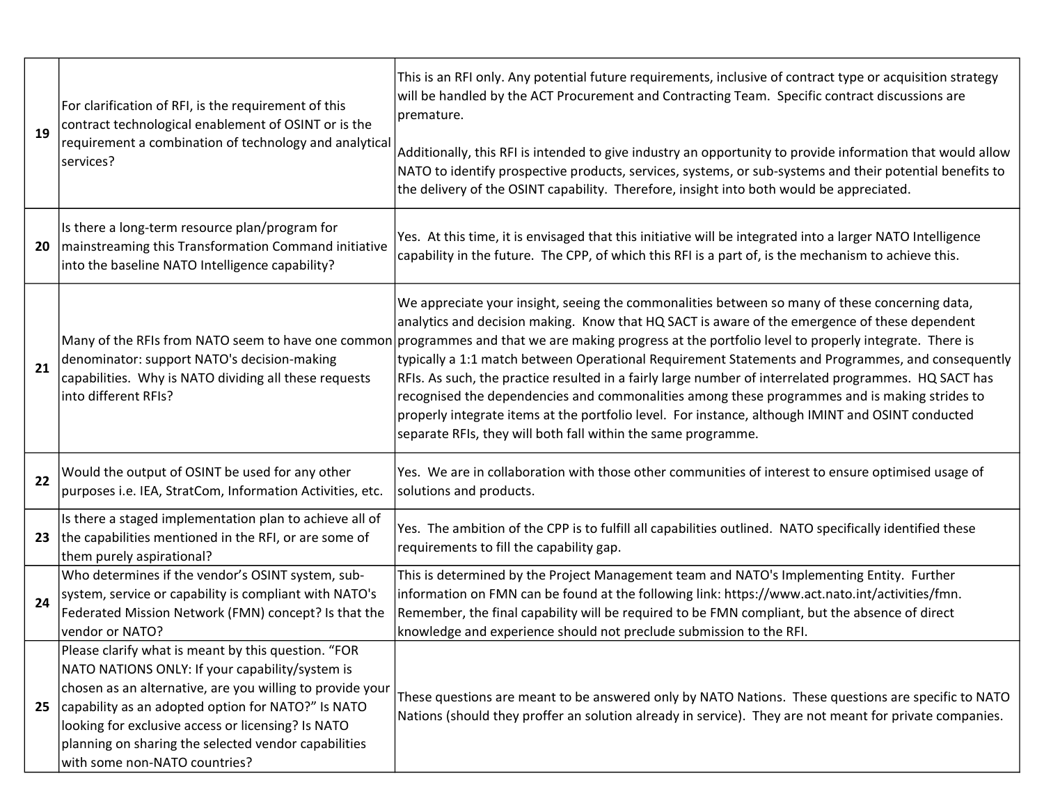| | | |
|---|---|---|
| 19 | For clarification of RFI, is the requirement of this contract technological enablement of OSINT or is the requirement a combination of technology and analytical services? | This is an RFI only. Any potential future requirements, inclusive of contract type or acquisition strategy will be handled by the ACT Procurement and Contracting Team. Specific contract discussions are premature.<br><br>Additionally, this RFI is intended to give industry an opportunity to provide information that would allow NATO to identify prospective products, services, systems, or sub-systems and their potential benefits to the delivery of the OSINT capability. Therefore, insight into both would be appreciated. |
| 20 | Is there a long-term resource plan/program for mainstreaming this Transformation Command initiative into the baseline NATO Intelligence capability? | Yes. At this time, it is envisaged that this initiative will be integrated into a larger NATO Intelligence capability in the future. The CPP, of which this RFI is a part of, is the mechanism to achieve this. |
| 21 | Many of the RFIs from NATO seem to have one common denominator: support NATO's decision-making capabilities. Why is NATO dividing all these requests into different RFIs? | We appreciate your insight, seeing the commonalities between so many of these concerning data, analytics and decision making. Know that HQ SACT is aware of the emergence of these dependent programmes and that we are making progress at the portfolio level to properly integrate. There is typically a 1:1 match between Operational Requirement Statements and Programmes, and consequently RFIs. As such, the practice resulted in a fairly large number of interrelated programmes. HQ SACT has recognised the dependencies and commonalities among these programmes and is making strides to properly integrate items at the portfolio level. For instance, although IMINT and OSINT conducted separate RFIs, they will both fall within the same programme. |
| 22 | Would the output of OSINT be used for any other purposes i.e. IEA, StratCom, Information Activities, etc. | Yes. We are in collaboration with those other communities of interest to ensure optimised usage of solutions and products. |
| 23 | Is there a staged implementation plan to achieve all of the capabilities mentioned in the RFI, or are some of them purely aspirational? | Yes. The ambition of the CPP is to fulfill all capabilities outlined. NATO specifically identified these requirements to fill the capability gap. |
| 24 | Who determines if the vendor's OSINT system, sub-system, service or capability is compliant with NATO's Federated Mission Network (FMN) concept? Is that the vendor or NATO? | This is determined by the Project Management team and NATO's Implementing Entity. Further information on FMN can be found at the following link: https://www.act.nato.int/activities/fmn. Remember, the final capability will be required to be FMN compliant, but the absence of direct knowledge and experience should not preclude submission to the RFI. |
| 25 | Please clarify what is meant by this question. "FOR NATO NATIONS ONLY: If your capability/system is chosen as an alternative, are you willing to provide your capability as an adopted option for NATO?" Is NATO looking for exclusive access or licensing? Is NATO planning on sharing the selected vendor capabilities with some non-NATO countries? | These questions are meant to be answered only by NATO Nations. These questions are specific to NATO Nations (should they proffer an solution already in service). They are not meant for private companies. |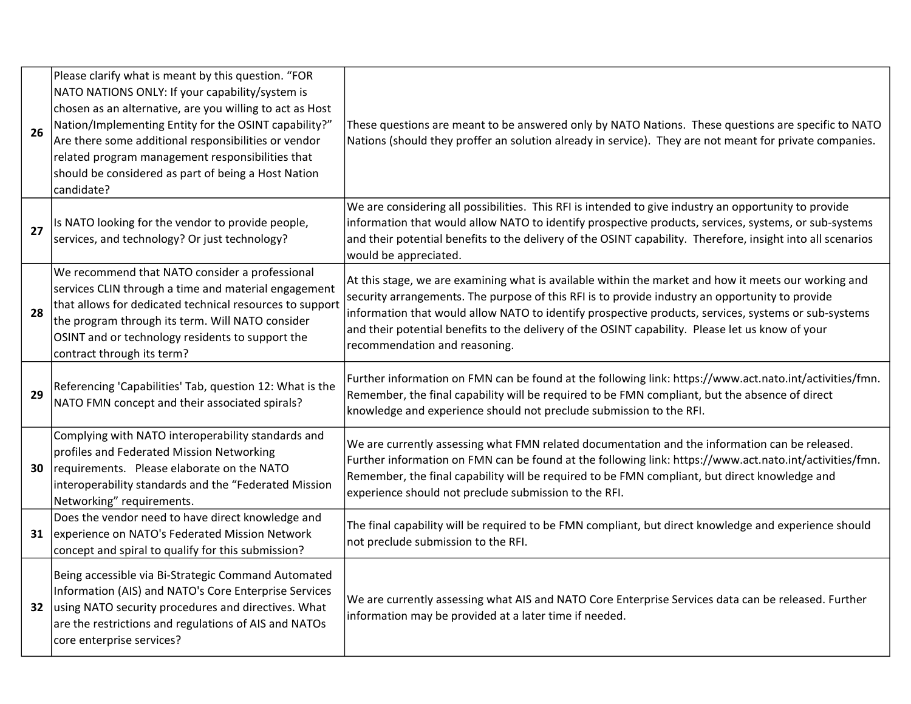| | | |
|---|---|---|
| 26 | Please clarify what is meant by this question. "FOR NATO NATIONS ONLY: If your capability/system is chosen as an alternative, are you willing to act as Host Nation/Implementing Entity for the OSINT capability?" Are there some additional responsibilities or vendor related program management responsibilities that should be considered as part of being a Host Nation candidate? | These questions are meant to be answered only by NATO Nations. These questions are specific to NATO Nations (should they proffer an solution already in service). They are not meant for private companies. |
| 27 | Is NATO looking for the vendor to provide people, services, and technology? Or just technology? | We are considering all possibilities. This RFI is intended to give industry an opportunity to provide information that would allow NATO to identify prospective products, services, systems, or sub-systems and their potential benefits to the delivery of the OSINT capability. Therefore, insight into all scenarios would be appreciated. |
| 28 | We recommend that NATO consider a professional services CLIN through a time and material engagement that allows for dedicated technical resources to support the program through its term. Will NATO consider OSINT and or technology residents to support the contract through its term? | At this stage, we are examining what is available within the market and how it meets our working and security arrangements. The purpose of this RFI is to provide industry an opportunity to provide information that would allow NATO to identify prospective products, services, systems or sub-systems and their potential benefits to the delivery of the OSINT capability. Please let us know of your recommendation and reasoning. |
| 29 | Referencing 'Capabilities' Tab, question 12: What is the NATO FMN concept and their associated spirals? | Further information on FMN can be found at the following link: https://www.act.nato.int/activities/fmn. Remember, the final capability will be required to be FMN compliant, but the absence of direct knowledge and experience should not preclude submission to the RFI. |
| 30 | Complying with NATO interoperability standards and profiles and Federated Mission Networking requirements. Please elaborate on the NATO interoperability standards and the "Federated Mission Networking" requirements. | We are currently assessing what FMN related documentation and the information can be released. Further information on FMN can be found at the following link: https://www.act.nato.int/activities/fmn. Remember, the final capability will be required to be FMN compliant, but direct knowledge and experience should not preclude submission to the RFI. |
| 31 | Does the vendor need to have direct knowledge and experience on NATO's Federated Mission Network concept and spiral to qualify for this submission? | The final capability will be required to be FMN compliant, but direct knowledge and experience should not preclude submission to the RFI. |
| 32 | Being accessible via Bi-Strategic Command Automated Information (AIS) and NATO's Core Enterprise Services using NATO security procedures and directives. What are the restrictions and regulations of AIS and NATOs core enterprise services? | We are currently assessing what AIS and NATO Core Enterprise Services data can be released. Further information may be provided at a later time if needed. |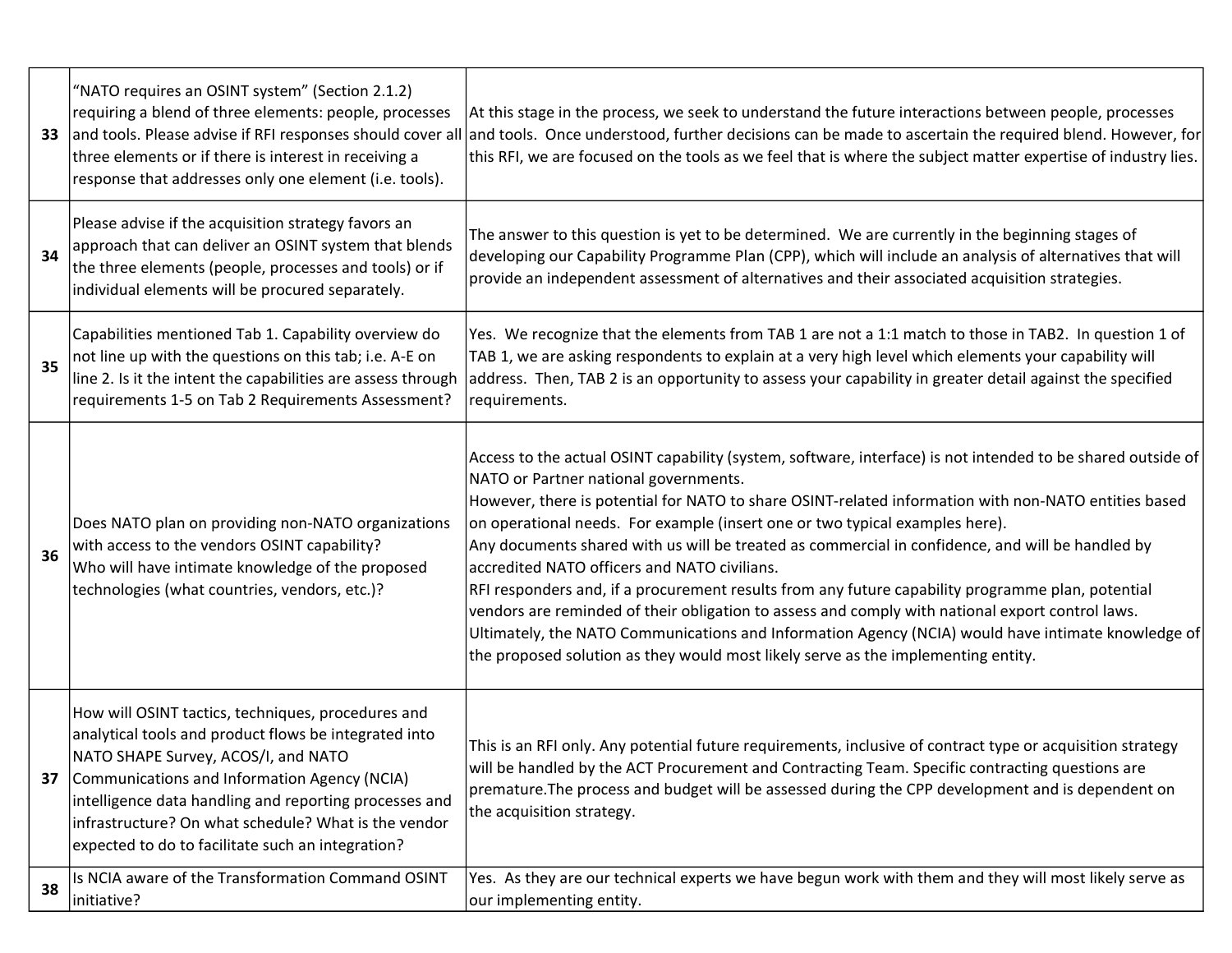| | | |
|---|---|---|
| 33 | "NATO requires an OSINT system" (Section 2.1.2) requiring a blend of three elements: people, processes and tools. Please advise if RFI responses should cover all three elements or if there is interest in receiving a response that addresses only one element (i.e. tools). | At this stage in the process, we seek to understand the future interactions between people, processes and tools. Once understood, further decisions can be made to ascertain the required blend. However, for this RFI, we are focused on the tools as we feel that is where the subject matter expertise of industry lies. |
| 34 | Please advise if the acquisition strategy favors an approach that can deliver an OSINT system that blends the three elements (people, processes and tools) or if individual elements will be procured separately. | The answer to this question is yet to be determined. We are currently in the beginning stages of developing our Capability Programme Plan (CPP), which will include an analysis of alternatives that will provide an independent assessment of alternatives and their associated acquisition strategies. |
| 35 | Capabilities mentioned Tab 1. Capability overview do not line up with the questions on this tab; i.e. A-E on line 2. Is it the intent the capabilities are assess through requirements 1-5 on Tab 2 Requirements Assessment? | Yes. We recognize that the elements from TAB 1 are not a 1:1 match to those in TAB2. In question 1 of TAB 1, we are asking respondents to explain at a very high level which elements your capability will address. Then, TAB 2 is an opportunity to assess your capability in greater detail against the specified requirements. |
| 36 | Does NATO plan on providing non-NATO organizations with access to the vendors OSINT capability?<br>Who will have intimate knowledge of the proposed technologies (what countries, vendors, etc.)? | Access to the actual OSINT capability (system, software, interface) is not intended to be shared outside of NATO or Partner national governments.<br>However, there is potential for NATO to share OSINT-related information with non-NATO entities based on operational needs. For example (insert one or two typical examples here).<br>Any documents shared with us will be treated as commercial in confidence, and will be handled by accredited NATO officers and NATO civilians.<br>RFI responders and, if a procurement results from any future capability programme plan, potential vendors are reminded of their obligation to assess and comply with national export control laws.<br>Ultimately, the NATO Communications and Information Agency (NCIA) would have intimate knowledge of the proposed solution as they would most likely serve as the implementing entity. |
| 37 | How will OSINT tactics, techniques, procedures and analytical tools and product flows be integrated into NATO SHAPE Survey, ACOS/I, and NATO Communications and Information Agency (NCIA) intelligence data handling and reporting processes and infrastructure? On what schedule? What is the vendor expected to do to facilitate such an integration? | This is an RFI only. Any potential future requirements, inclusive of contract type or acquisition strategy will be handled by the ACT Procurement and Contracting Team. Specific contracting questions are premature.The process and budget will be assessed during the CPP development and is dependent on the acquisition strategy. |
| 38 | Is NCIA aware of the Transformation Command OSINT initiative? | Yes. As they are our technical experts we have begun work with them and they will most likely serve as our implementing entity. |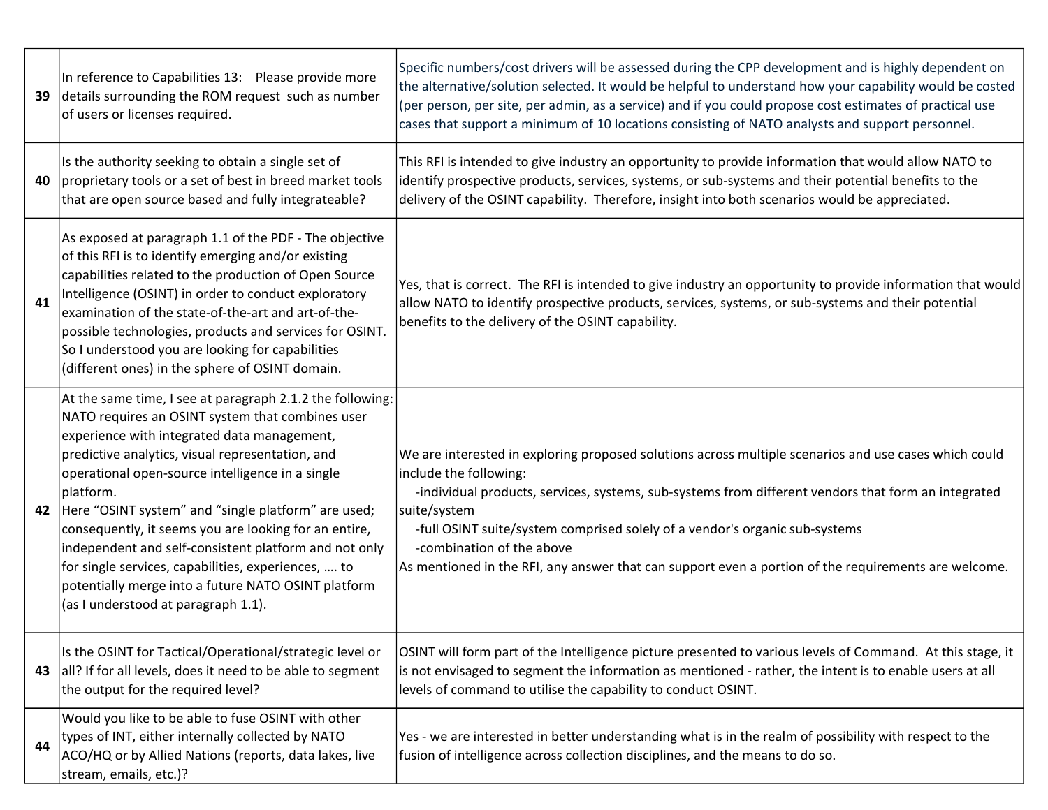| | | |
|---|---|---|
| 39 | In reference to Capabilities 13: Please provide more details surrounding the ROM request such as number of users or licenses required. | Specific numbers/cost drivers will be assessed during the CPP development and is highly dependent on the alternative/solution selected. It would be helpful to understand how your capability would be costed (per person, per site, per admin, as a service) and if you could propose cost estimates of practical use cases that support a minimum of 10 locations consisting of NATO analysts and support personnel. |
| 40 | Is the authority seeking to obtain a single set of proprietary tools or a set of best in breed market tools that are open source based and fully integrateable? | This RFI is intended to give industry an opportunity to provide information that would allow NATO to identify prospective products, services, systems, or sub-systems and their potential benefits to the delivery of the OSINT capability. Therefore, insight into both scenarios would be appreciated. |
| 41 | As exposed at paragraph 1.1 of the PDF - The objective of this RFI is to identify emerging and/or existing capabilities related to the production of Open Source Intelligence (OSINT) in order to conduct exploratory examination of the state-of-the-art and art-of-the-possible technologies, products and services for OSINT. So I understood you are looking for capabilities (different ones) in the sphere of OSINT domain. | Yes, that is correct. The RFI is intended to give industry an opportunity to provide information that would allow NATO to identify prospective products, services, systems, or sub-systems and their potential benefits to the delivery of the OSINT capability. |
| 42 | At the same time, I see at paragraph 2.1.2 the following: NATO requires an OSINT system that combines user experience with integrated data management, predictive analytics, visual representation, and operational open-source intelligence in a single platform.<br>Here "OSINT system" and "single platform" are used; consequently, it seems you are looking for an entire, independent and self-consistent platform and not only for single services, capabilities, experiences, …. to potentially merge into a future NATO OSINT platform (as I understood at paragraph 1.1). | We are interested in exploring proposed solutions across multiple scenarios and use cases which could include the following:<br>-individual products, services, systems, sub-systems from different vendors that form an integrated suite/system<br>-full OSINT suite/system comprised solely of a vendor's organic sub-systems<br>-combination of the above<br>As mentioned in the RFI, any answer that can support even a portion of the requirements are welcome. |
| 43 | Is the OSINT for Tactical/Operational/strategic level or all? If for all levels, does it need to be able to segment the output for the required level? | OSINT will form part of the Intelligence picture presented to various levels of Command. At this stage, it is not envisaged to segment the information as mentioned - rather, the intent is to enable users at all levels of command to utilise the capability to conduct OSINT. |
| 44 | Would you like to be able to fuse OSINT with other types of INT, either internally collected by NATO ACO/HQ or by Allied Nations (reports, data lakes, live stream, emails, etc.)? | Yes - we are interested in better understanding what is in the realm of possibility with respect to the fusion of intelligence across collection disciplines, and the means to do so. |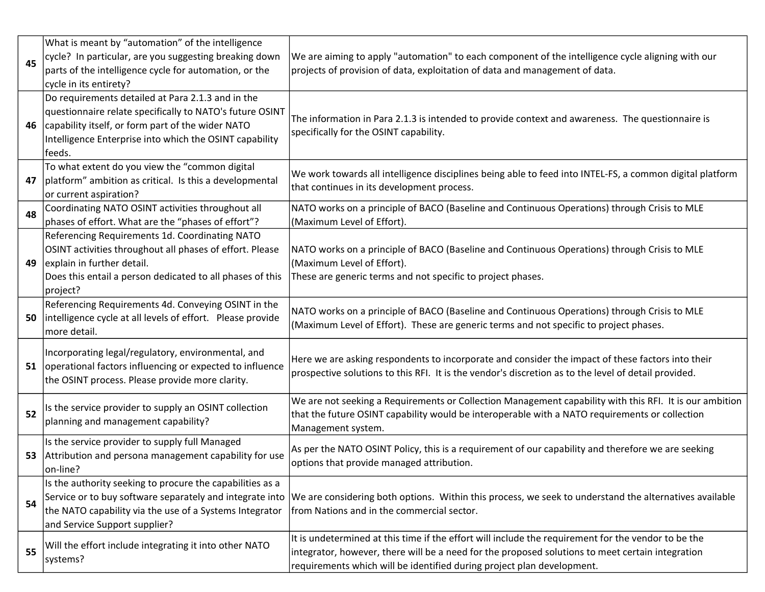| | | |
|---|---|---|
| 45 | What is meant by "automation" of the intelligence cycle? In particular, are you suggesting breaking down parts of the intelligence cycle for automation, or the cycle in its entirety? | We are aiming to apply "automation" to each component of the intelligence cycle aligning with our projects of provision of data, exploitation of data and management of data. |
| 46 | Do requirements detailed at Para 2.1.3 and in the questionnaire relate specifically to NATO's future OSINT capability itself, or form part of the wider NATO Intelligence Enterprise into which the OSINT capability feeds. | The information in Para 2.1.3 is intended to provide context and awareness. The questionnaire is specifically for the OSINT capability. |
| 47 | To what extent do you view the "common digital platform" ambition as critical. Is this a developmental or current aspiration? | We work towards all intelligence disciplines being able to feed into INTEL-FS, a common digital platform that continues in its development process. |
| 48 | Coordinating NATO OSINT activities throughout all phases of effort. What are the "phases of effort"? | NATO works on a principle of BACO (Baseline and Continuous Operations) through Crisis to MLE (Maximum Level of Effort). |
| 49 | Referencing Requirements 1d. Coordinating NATO OSINT activities throughout all phases of effort. Please explain in further detail.<br>Does this entail a person dedicated to all phases of this project? | NATO works on a principle of BACO (Baseline and Continuous Operations) through Crisis to MLE (Maximum Level of Effort).<br>These are generic terms and not specific to project phases. |
| 50 | Referencing Requirements 4d. Conveying OSINT in the intelligence cycle at all levels of effort. Please provide more detail. | NATO works on a principle of BACO (Baseline and Continuous Operations) through Crisis to MLE (Maximum Level of Effort). These are generic terms and not specific to project phases. |
| 51 | Incorporating legal/regulatory, environmental, and operational factors influencing or expected to influence the OSINT process. Please provide more clarity. | Here we are asking respondents to incorporate and consider the impact of these factors into their prospective solutions to this RFI. It is the vendor's discretion as to the level of detail provided. |
| 52 | Is the service provider to supply an OSINT collection planning and management capability? | We are not seeking a Requirements or Collection Management capability with this RFI. It is our ambition that the future OSINT capability would be interoperable with a NATO requirements or collection Management system. |
| 53 | Is the service provider to supply full Managed Attribution and persona management capability for use on-line? | As per the NATO OSINT Policy, this is a requirement of our capability and therefore we are seeking options that provide managed attribution. |
| 54 | Is the authority seeking to procure the capabilities as a Service or to buy software separately and integrate into the NATO capability via the use of a Systems Integrator and Service Support supplier? | We are considering both options. Within this process, we seek to understand the alternatives available from Nations and in the commercial sector. |
| 55 | Will the effort include integrating it into other NATO systems? | It is undetermined at this time if the effort will include the requirement for the vendor to be the integrator, however, there will be a need for the proposed solutions to meet certain integration requirements which will be identified during project plan development. |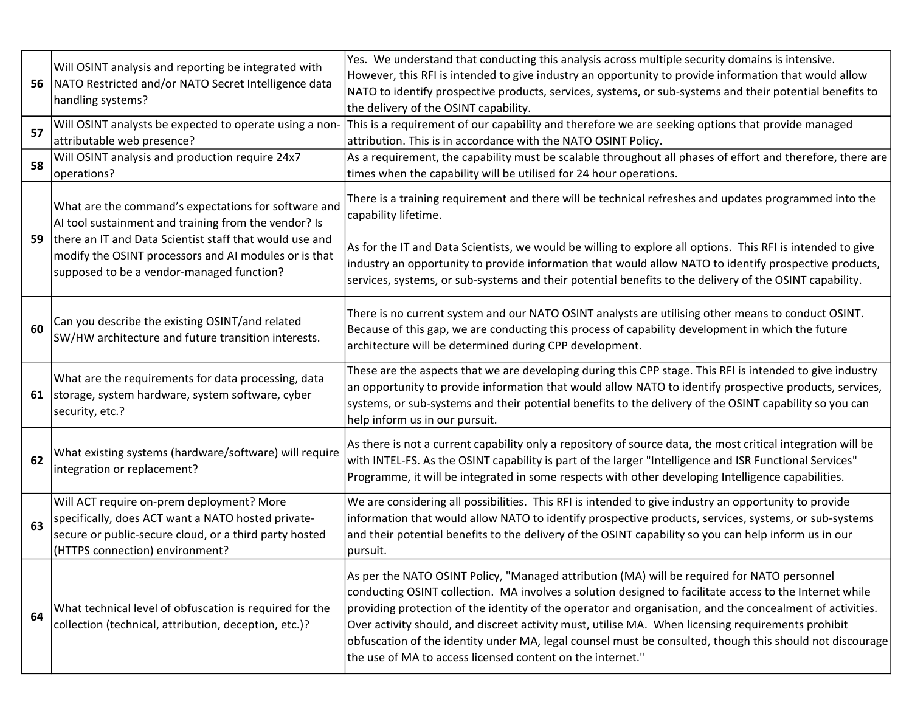| | | |
|---|---|---|
| 56 | Will OSINT analysis and reporting be integrated with NATO Restricted and/or NATO Secret Intelligence data handling systems? | Yes.  We understand that conducting this analysis across multiple security domains is intensive. However, this RFI is intended to give industry an opportunity to provide information that would allow NATO to identify prospective products, services, systems, or sub-systems and their potential benefits to the delivery of the OSINT capability. |
| 57 | Will OSINT analysts be expected to operate using a non-attributable web presence? | This is a requirement of our capability and therefore we are seeking options that provide managed attribution. This is in accordance with the NATO OSINT Policy. |
| 58 | Will OSINT analysis and production require 24x7 operations? | As a requirement, the capability must be scalable throughout all phases of effort and therefore, there are times when the capability will be utilised for 24 hour operations. |
| 59 | What are the command's expectations for software and AI tool sustainment and training from the vendor? Is there an IT and Data Scientist staff that would use and modify the OSINT processors and AI modules or is that supposed to be a vendor-managed function? | There is a training requirement and there will be technical refreshes and updates programmed into the capability lifetime.<br><br>As for the IT and Data Scientists, we would be willing to explore all options.  This RFI is intended to give industry an opportunity to provide information that would allow NATO to identify prospective products, services, systems, or sub-systems and their potential benefits to the delivery of the OSINT capability. |
| 60 | Can you describe the existing OSINT/and related SW/HW architecture and future transition interests. | There is no current system and our NATO OSINT analysts are utilising other means to conduct OSINT. Because of this gap, we are conducting this process of capability development in which the future architecture will be determined during CPP development. |
| 61 | What are the requirements for data processing, data storage, system hardware, system software, cyber security, etc.? | These are the aspects that we are developing during this CPP stage. This RFI is intended to give industry an opportunity to provide information that would allow NATO to identify prospective products, services, systems, or sub-systems and their potential benefits to the delivery of the OSINT capability so you can help inform us in our pursuit. |
| 62 | What existing systems (hardware/software) will require integration or replacement? | As there is not a current capability only a repository of source data, the most critical integration will be with INTEL-FS. As the OSINT capability is part of the larger "Intelligence and ISR Functional Services" Programme, it will be integrated in some respects with other developing Intelligence capabilities. |
| 63 | Will ACT require on-prem deployment? More specifically, does ACT want a NATO hosted private-secure or public-secure cloud, or a third party hosted (HTTPS connection) environment? | We are considering all possibilities.  This RFI is intended to give industry an opportunity to provide information that would allow NATO to identify prospective products, services, systems, or sub-systems and their potential benefits to the delivery of the OSINT capability so you can help inform us in our pursuit. |
| 64 | What technical level of obfuscation is required for the collection (technical, attribution, deception, etc.)? | As per the NATO OSINT Policy, "Managed attribution (MA) will be required for NATO personnel conducting OSINT collection.  MA involves a solution designed to facilitate access to the Internet while providing protection of the identity of the operator and organisation, and the concealment of activities. Over activity should, and discreet activity must, utilise MA.  When licensing requirements prohibit obfuscation of the identity under MA, legal counsel must be consulted, though this should not discourage the use of MA to access licensed content on the internet." |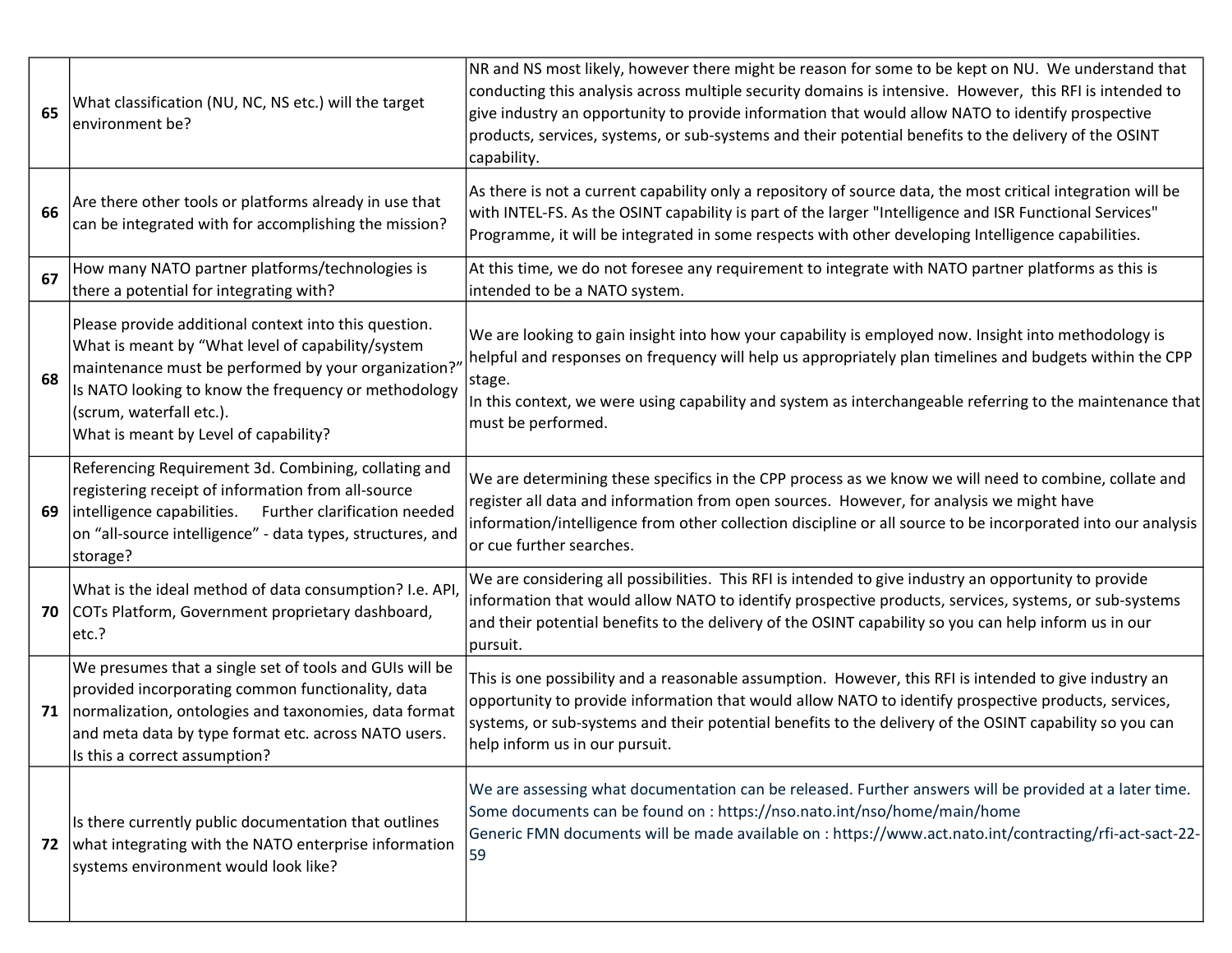| | | |
|---|---|---|
| 65 | What classification (NU, NC, NS etc.) will the target environment be? | NR and NS most likely, however there might be reason for some to be kept on NU. We understand that conducting this analysis across multiple security domains is intensive. However, this RFI is intended to give industry an opportunity to provide information that would allow NATO to identify prospective products, services, systems, or sub-systems and their potential benefits to the delivery of the OSINT capability. |
| 66 | Are there other tools or platforms already in use that can be integrated with for accomplishing the mission? | As there is not a current capability only a repository of source data, the most critical integration will be with INTEL-FS. As the OSINT capability is part of the larger "Intelligence and ISR Functional Services" Programme, it will be integrated in some respects with other developing Intelligence capabilities. |
| 67 | How many NATO partner platforms/technologies is there a potential for integrating with? | At this time, we do not foresee any requirement to integrate with NATO partner platforms as this is intended to be a NATO system. |
| 68 | Please provide additional context into this question. What is meant by "What level of capability/system maintenance must be performed by your organization?" Is NATO looking to know the frequency or methodology (scrum, waterfall etc.).<br>What is meant by Level of capability? | We are looking to gain insight into how your capability is employed now. Insight into methodology is helpful and responses on frequency will help us appropriately plan timelines and budgets within the CPP stage.<br>In this context, we were using capability and system as interchangeable referring to the maintenance that must be performed. |
| 69 | Referencing Requirement 3d. Combining, collating and registering receipt of information from all-source intelligence capabilities. Further clarification needed on "all-source intelligence" - data types, structures, and storage? | We are determining these specifics in the CPP process as we know we will need to combine, collate and register all data and information from open sources. However, for analysis we might have information/intelligence from other collection discipline or all source to be incorporated into our analysis or cue further searches. |
| 70 | What is the ideal method of data consumption? I.e. API, COTs Platform, Government proprietary dashboard, etc.? | We are considering all possibilities. This RFI is intended to give industry an opportunity to provide information that would allow NATO to identify prospective products, services, systems, or sub-systems and their potential benefits to the delivery of the OSINT capability so you can help inform us in our pursuit. |
| 71 | We presumes that a single set of tools and GUIs will be provided incorporating common functionality, data normalization, ontologies and taxonomies, data format and meta data by type format etc. across NATO users. Is this a correct assumption? | This is one possibility and a reasonable assumption. However, this RFI is intended to give industry an opportunity to provide information that would allow NATO to identify prospective products, services, systems, or sub-systems and their potential benefits to the delivery of the OSINT capability so you can help inform us in our pursuit. |
| 72 | Is there currently public documentation that outlines what integrating with the NATO enterprise information systems environment would look like? | We are assessing what documentation can be released. Further answers will be provided at a later time.<br>Some documents can be found on : https://nso.nato.int/nso/home/main/home<br>Generic FMN documents will be made available on : https://www.act.nato.int/contracting/rfi-act-sact-22-59 |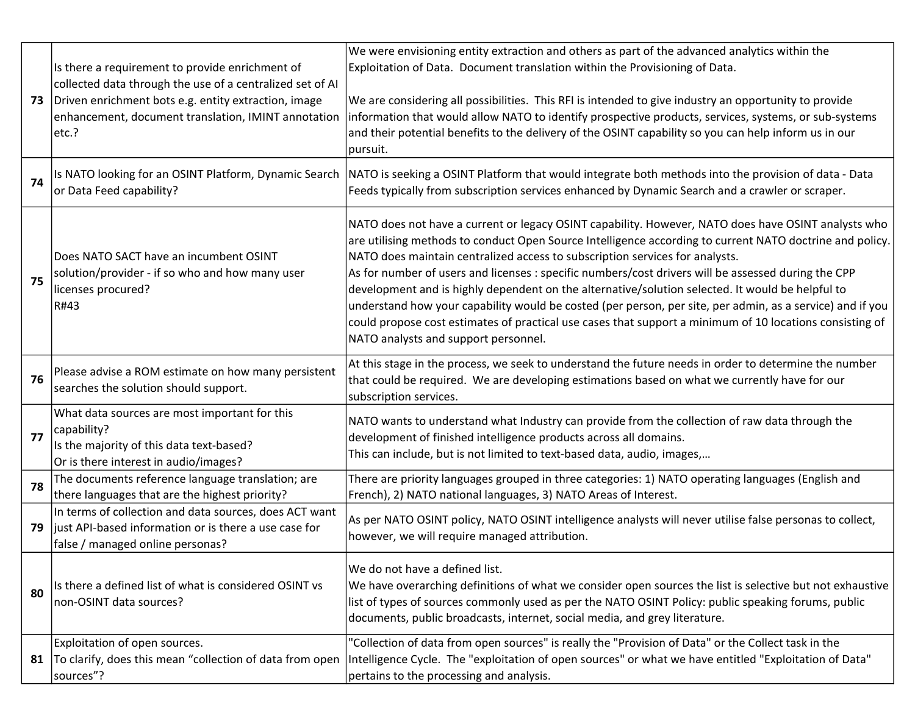| | | |
|---|---|---|
| 73 | Is there a requirement to provide enrichment of collected data through the use of a centralized set of AI Driven enrichment bots e.g. entity extraction, image enhancement, document translation, IMINT annotation etc.? | We were envisioning entity extraction and others as part of the advanced analytics within the Exploitation of Data. Document translation within the Provisioning of Data.<br><br>We are considering all possibilities. This RFI is intended to give industry an opportunity to provide information that would allow NATO to identify prospective products, services, systems, or sub-systems and their potential benefits to the delivery of the OSINT capability so you can help inform us in our pursuit. |
| 74 | Is NATO looking for an OSINT Platform, Dynamic Search or Data Feed capability? | NATO is seeking a OSINT Platform that would integrate both methods into the provision of data - Data Feeds typically from subscription services enhanced by Dynamic Search and a crawler or scraper. |
| 75 | Does NATO SACT have an incumbent OSINT solution/provider - if so who and how many user licenses procured?<br>R#43 | NATO does not have a current or legacy OSINT capability. However, NATO does have OSINT analysts who are utilising methods to conduct Open Source Intelligence according to current NATO doctrine and policy. NATO does maintain centralized access to subscription services for analysts.<br>As for number of users and licenses : specific numbers/cost drivers will be assessed during the CPP development and is highly dependent on the alternative/solution selected. It would be helpful to understand how your capability would be costed (per person, per site, per admin, as a service) and if you could propose cost estimates of practical use cases that support a minimum of 10 locations consisting of NATO analysts and support personnel. |
| 76 | Please advise a ROM estimate on how many persistent searches the solution should support. | At this stage in the process, we seek to understand the future needs in order to determine the number that could be required. We are developing estimations based on what we currently have for our subscription services. |
| 77 | What data sources are most important for this capability?<br>Is the majority of this data text-based?<br>Or is there interest in audio/images? | NATO wants to understand what Industry can provide from the collection of raw data through the development of finished intelligence products across all domains.<br>This can include, but is not limited to text-based data, audio, images,… |
| 78 | The documents reference language translation; are there languages that are the highest priority? | There are priority languages grouped in three categories: 1) NATO operating languages (English and French), 2) NATO national languages, 3) NATO Areas of Interest. |
| 79 | In terms of collection and data sources, does ACT want just API-based information or is there a use case for false / managed online personas? | As per NATO OSINT policy, NATO OSINT intelligence analysts will never utilise false personas to collect, however, we will require managed attribution. |
| 80 | Is there a defined list of what is considered OSINT vs non-OSINT data sources? | We do not have a defined list.<br>We have overarching definitions of what we consider open sources the list is selective but not exhaustive list of types of sources commonly used as per the NATO OSINT Policy: public speaking forums, public documents, public broadcasts, internet, social media, and grey literature. |
| 81 | Exploitation of open sources.<br>To clarify, does this mean “collection of data from open sources”? | "Collection of data from open sources" is really the "Provision of Data" or the Collect task in the Intelligence Cycle. The "exploitation of open sources" or what we have entitled "Exploitation of Data" pertains to the processing and analysis. |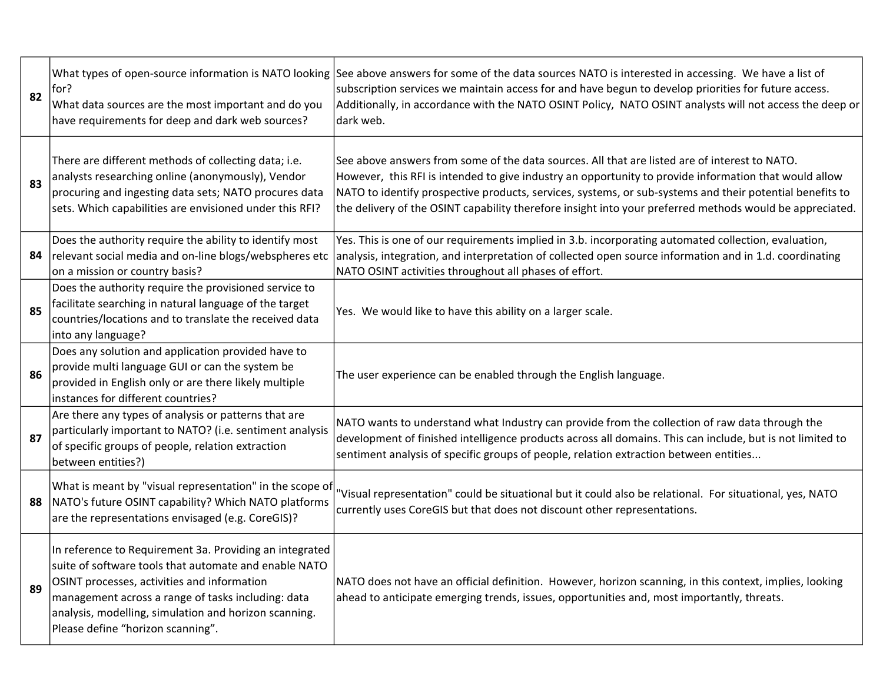| | | |
|---|---|---|
| 82 | What types of open-source information is NATO looking for?<br>What data sources are the most important and do you have requirements for deep and dark web sources? | See above answers for some of the data sources NATO is interested in accessing.  We have a list of subscription services we maintain access for and have begun to develop priorities for future access. Additionally, in accordance with the NATO OSINT Policy,  NATO OSINT analysts will not access the deep or dark web. |
| 83 | There are different methods of collecting data; i.e. analysts researching online (anonymously), Vendor procuring and ingesting data sets; NATO procures data sets. Which capabilities are envisioned under this RFI? | See above answers from some of the data sources. All that are listed are of interest to NATO.<br>However,  this RFI is intended to give industry an opportunity to provide information that would allow NATO to identify prospective products, services, systems, or sub-systems and their potential benefits to the delivery of the OSINT capability therefore insight into your preferred methods would be appreciated. |
| 84 | Does the authority require the ability to identify most relevant social media and on-line blogs/webspheres etc on a mission or country basis? | Yes. This is one of our requirements implied in 3.b. incorporating automated collection, evaluation, analysis, integration, and interpretation of collected open source information and in 1.d. coordinating NATO OSINT activities throughout all phases of effort. |
| 85 | Does the authority require the provisioned service to facilitate searching in natural language of the target countries/locations and to translate the received data into any language? | Yes.  We would like to have this ability on a larger scale. |
| 86 | Does any solution and application provided have to provide multi language GUI or can the system be provided in English only or are there likely multiple instances for different countries? | The user experience can be enabled through the English language. |
| 87 | Are there any types of analysis or patterns that are particularly important to NATO? (i.e. sentiment analysis of specific groups of people, relation extraction between entities?) | NATO wants to understand what Industry can provide from the collection of raw data through the development of finished intelligence products across all domains. This can include, but is not limited to sentiment analysis of specific groups of people, relation extraction between entities... |
| 88 | What is meant by "visual representation" in the scope of NATO's future OSINT capability? Which NATO platforms are the representations envisaged (e.g. CoreGIS)? | "Visual representation" could be situational but it could also be relational.  For situational, yes, NATO currently uses CoreGIS but that does not discount other representations. |
| 89 | In reference to Requirement 3a. Providing an integrated suite of software tools that automate and enable NATO OSINT processes, activities and information management across a range of tasks including: data analysis, modelling, simulation and horizon scanning. Please define "horizon scanning". | NATO does not have an official definition.  However, horizon scanning, in this context, implies, looking ahead to anticipate emerging trends, issues, opportunities and, most importantly, threats. |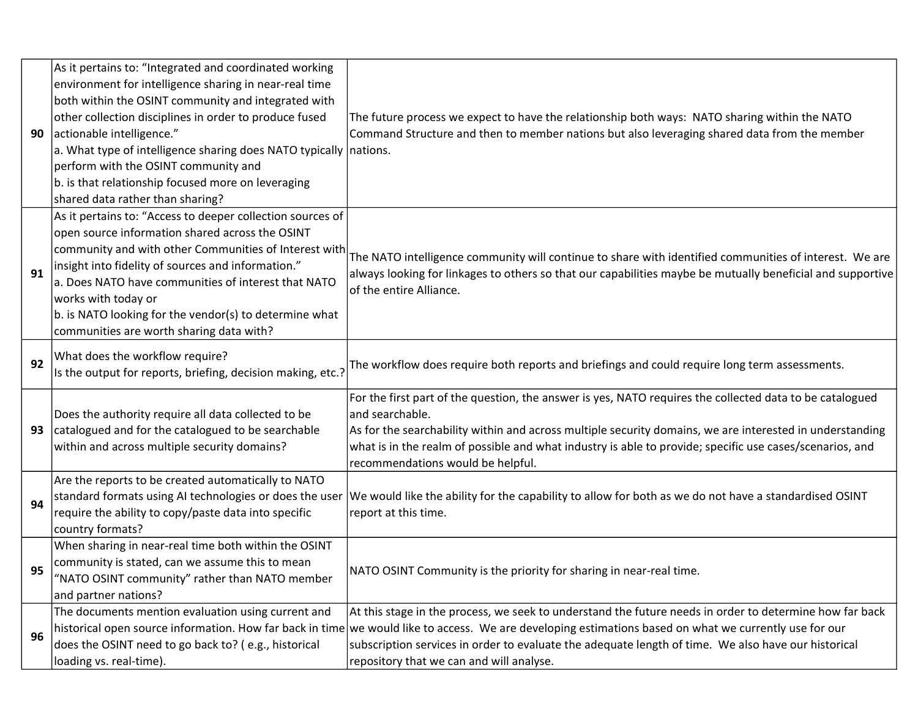| | | |
|---|---|---|
| 90 | As it pertains to: "Integrated and coordinated working environment for intelligence sharing in near-real time both within the OSINT community and integrated with other collection disciplines in order to produce fused actionable intelligence."<br>a. What type of intelligence sharing does NATO typically perform with the OSINT community and<br>b. is that relationship focused more on leveraging shared data rather than sharing? | The future process we expect to have the relationship both ways: NATO sharing within the NATO Command Structure and then to member nations but also leveraging shared data from the member nations. |
| 91 | As it pertains to: "Access to deeper collection sources of open source information shared across the OSINT community and with other Communities of Interest with insight into fidelity of sources and information."<br>a. Does NATO have communities of interest that NATO works with today or<br>b. is NATO looking for the vendor(s) to determine what communities are worth sharing data with? | The NATO intelligence community will continue to share with identified communities of interest. We are always looking for linkages to others so that our capabilities maybe be mutually beneficial and supportive of the entire Alliance. |
| 92 | What does the workflow require?<br>Is the output for reports, briefing, decision making, etc.? | The workflow does require both reports and briefings and could require long term assessments. |
| 93 | Does the authority require all data collected to be catalogued and for the catalogued to be searchable within and across multiple security domains? | For the first part of the question, the answer is yes, NATO requires the collected data to be catalogued and searchable.<br>As for the searchability within and across multiple security domains, we are interested in understanding what is in the realm of possible and what industry is able to provide; specific use cases/scenarios, and recommendations would be helpful. |
| 94 | Are the reports to be created automatically to NATO standard formats using AI technologies or does the user require the ability to copy/paste data into specific country formats? | We would like the ability for the capability to allow for both as we do not have a standardised OSINT report at this time. |
| 95 | When sharing in near-real time both within the OSINT community is stated, can we assume this to mean "NATO OSINT community" rather than NATO member and partner nations? | NATO OSINT Community is the priority for sharing in near-real time. |
| 96 | The documents mention evaluation using current and historical open source information. How far back in time does the OSINT need to go back to? ( e.g., historical loading vs. real-time). | At this stage in the process, we seek to understand the future needs in order to determine how far back we would like to access. We are developing estimations based on what we currently use for our subscription services in order to evaluate the adequate length of time. We also have our historical repository that we can and will analyse. |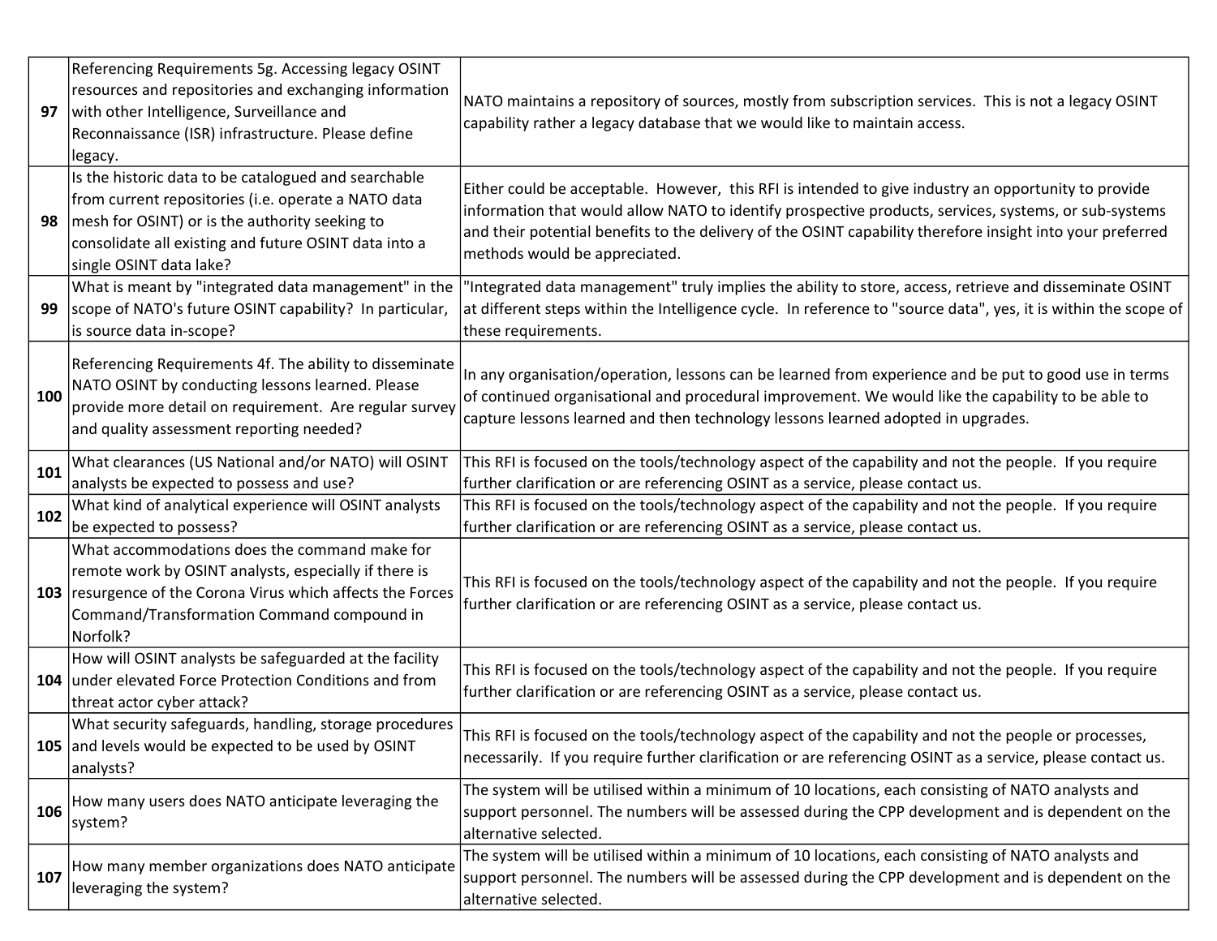| | | |
|---|---|---|
| 97 | Referencing Requirements 5g. Accessing legacy OSINT resources and repositories and exchanging information with other Intelligence, Surveillance and Reconnaissance (ISR) infrastructure. Please define legacy. | NATO maintains a repository of sources, mostly from subscription services. This is not a legacy OSINT capability rather a legacy database that we would like to maintain access. |
| 98 | Is the historic data to be catalogued and searchable from current repositories (i.e. operate a NATO data mesh for OSINT) or is the authority seeking to consolidate all existing and future OSINT data into a single OSINT data lake? | Either could be acceptable. However, this RFI is intended to give industry an opportunity to provide information that would allow NATO to identify prospective products, services, systems, or sub-systems and their potential benefits to the delivery of the OSINT capability therefore insight into your preferred methods would be appreciated. |
| 99 | What is meant by "integrated data management" in the scope of NATO's future OSINT capability? In particular, is source data in-scope? | "Integrated data management" truly implies the ability to store, access, retrieve and disseminate OSINT at different steps within the Intelligence cycle. In reference to "source data", yes, it is within the scope of these requirements. |
| 100 | Referencing Requirements 4f. The ability to disseminate NATO OSINT by conducting lessons learned. Please provide more detail on requirement. Are regular survey and quality assessment reporting needed? | In any organisation/operation, lessons can be learned from experience and be put to good use in terms of continued organisational and procedural improvement. We would like the capability to be able to capture lessons learned and then technology lessons learned adopted in upgrades. |
| 101 | What clearances (US National and/or NATO) will OSINT analysts be expected to possess and use? | This RFI is focused on the tools/technology aspect of the capability and not the people. If you require further clarification or are referencing OSINT as a service, please contact us. |
| 102 | What kind of analytical experience will OSINT analysts be expected to possess? | This RFI is focused on the tools/technology aspect of the capability and not the people. If you require further clarification or are referencing OSINT as a service, please contact us. |
| 103 | What accommodations does the command make for remote work by OSINT analysts, especially if there is resurgence of the Corona Virus which affects the Forces Command/Transformation Command compound in Norfolk? | This RFI is focused on the tools/technology aspect of the capability and not the people. If you require further clarification or are referencing OSINT as a service, please contact us. |
| 104 | How will OSINT analysts be safeguarded at the facility under elevated Force Protection Conditions and from threat actor cyber attack? | This RFI is focused on the tools/technology aspect of the capability and not the people. If you require further clarification or are referencing OSINT as a service, please contact us. |
| 105 | What security safeguards, handling, storage procedures and levels would be expected to be used by OSINT analysts? | This RFI is focused on the tools/technology aspect of the capability and not the people or processes, necessarily. If you require further clarification or are referencing OSINT as a service, please contact us. |
| 106 | How many users does NATO anticipate leveraging the system? | The system will be utilised within a minimum of 10 locations, each consisting of NATO analysts and support personnel. The numbers will be assessed during the CPP development and is dependent on the alternative selected. |
| 107 | How many member organizations does NATO anticipate leveraging the system? | The system will be utilised within a minimum of 10 locations, each consisting of NATO analysts and support personnel. The numbers will be assessed during the CPP development and is dependent on the alternative selected. |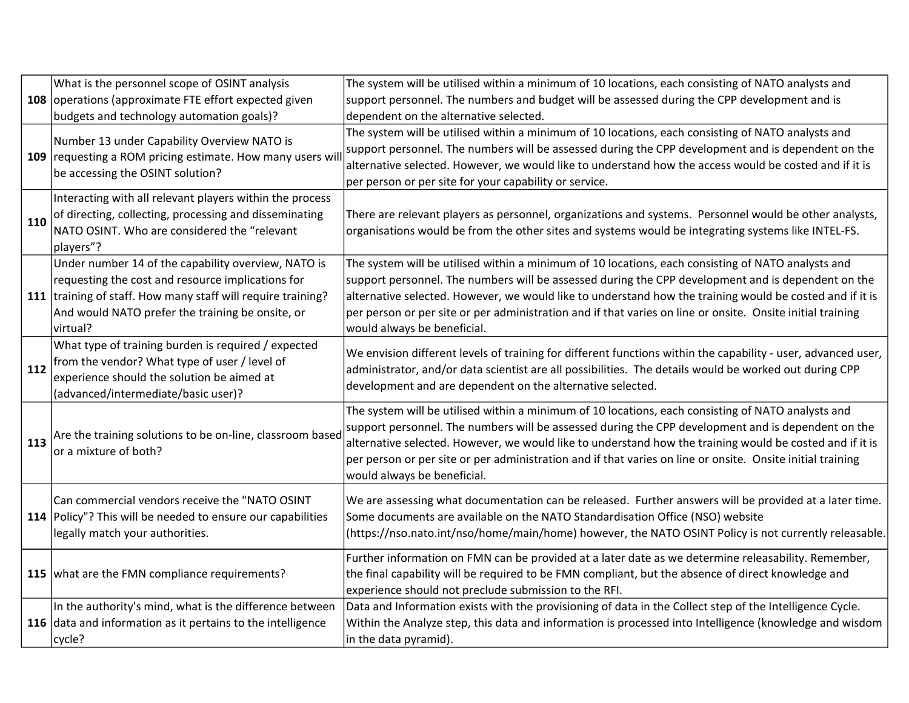| | | |
|---|---|---|
| **108** | What is the personnel scope of OSINT analysis operations (approximate FTE effort expected given budgets and technology automation goals)? | The system will be utilised within a minimum of 10 locations, each consisting of NATO analysts and support personnel. The numbers and budget will be assessed during the CPP development and is dependent on the alternative selected. |
| **109** | Number 13 under Capability Overview NATO is requesting a ROM pricing estimate. How many users will be accessing the OSINT solution? | The system will be utilised within a minimum of 10 locations, each consisting of NATO analysts and support personnel. The numbers will be assessed during the CPP development and is dependent on the alternative selected. However, we would like to understand how the access would be costed and if it is per person or per site for your capability or service. |
| **110** | Interacting with all relevant players within the process of directing, collecting, processing and disseminating NATO OSINT. Who are considered the "relevant players"? | There are relevant players as personnel, organizations and systems. Personnel would be other analysts, organisations would be from the other sites and systems would be integrating systems like INTEL-FS. |
| **111** | Under number 14 of the capability overview, NATO is requesting the cost and resource implications for training of staff. How many staff will require training? And would NATO prefer the training be onsite, or virtual? | The system will be utilised within a minimum of 10 locations, each consisting of NATO analysts and support personnel. The numbers will be assessed during the CPP development and is dependent on the alternative selected. However, we would like to understand how the training would be costed and if it is per person or per site or per administration and if that varies on line or onsite. Onsite initial training would always be beneficial. |
| **112** | What type of training burden is required / expected from the vendor? What type of user / level of experience should the solution be aimed at (advanced/intermediate/basic user)? | We envision different levels of training for different functions within the capability - user, advanced user, administrator, and/or data scientist are all possibilities. The details would be worked out during CPP development and are dependent on the alternative selected. |
| **113** | Are the training solutions to be on-line, classroom based or a mixture of both? | The system will be utilised within a minimum of 10 locations, each consisting of NATO analysts and support personnel. The numbers will be assessed during the CPP development and is dependent on the alternative selected. However, we would like to understand how the training would be costed and if it is per person or per site or per administration and if that varies on line or onsite. Onsite initial training would always be beneficial. |
| **114** | Can commercial vendors receive the "NATO OSINT Policy"? This will be needed to ensure our capabilities legally match your authorities. | We are assessing what documentation can be released. Further answers will be provided at a later time. Some documents are available on the NATO Standardisation Office (NSO) website (https://nso.nato.int/nso/home/main/home) however, the NATO OSINT Policy is not currently releasable. |
| **115** | what are the FMN compliance requirements? | Further information on FMN can be provided at a later date as we determine releasability. Remember, the final capability will be required to be FMN compliant, but the absence of direct knowledge and experience should not preclude submission to the RFI. |
| **116** | In the authority's mind, what is the difference between data and information as it pertains to the intelligence cycle? | Data and Information exists with the provisioning of data in the Collect step of the Intelligence Cycle. Within the Analyze step, this data and information is processed into Intelligence (knowledge and wisdom in the data pyramid). |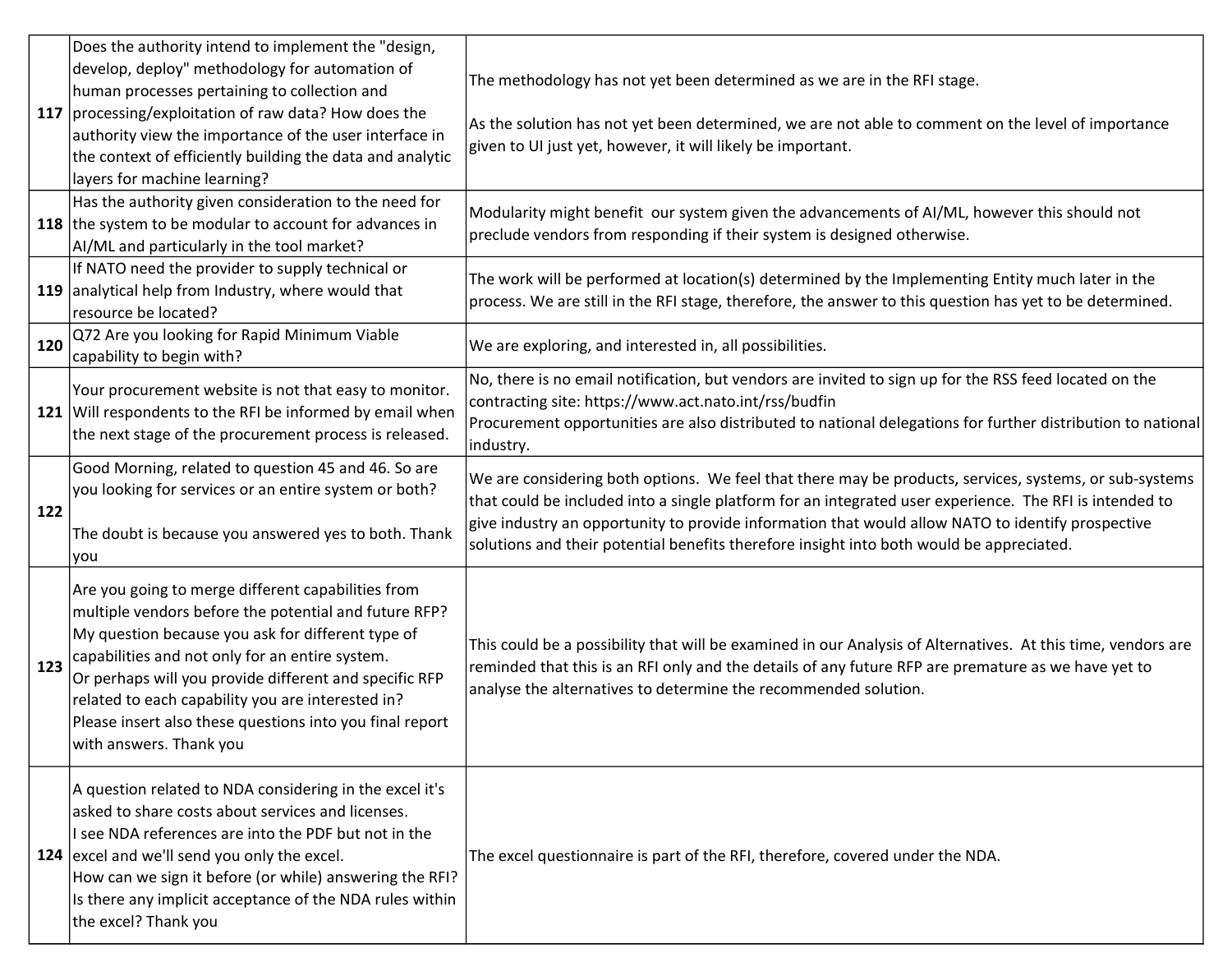| | | |
|---|---|---|
| 117 | Does the authority intend to implement the "design, develop, deploy" methodology for automation of human processes pertaining to collection and processing/exploitation of raw data? How does the authority view the importance of the user interface in the context of efficiently building the data and analytic layers for machine learning? | The methodology has not yet been determined as we are in the RFI stage.<br><br>As the solution has not yet been determined, we are not able to comment on the level of importance given to UI just yet, however, it will likely be important. |
| 118 | Has the authority given consideration to the need for the system to be modular to account for advances in AI/ML and particularly in the tool market? | Modularity might benefit our system given the advancements of AI/ML, however this should not preclude vendors from responding if their system is designed otherwise. |
| 119 | If NATO need the provider to supply technical or analytical help from Industry, where would that resource be located? | The work will be performed at location(s) determined by the Implementing Entity much later in the process. We are still in the RFI stage, therefore, the answer to this question has yet to be determined. |
| 120 | Q72 Are you looking for Rapid Minimum Viable capability to begin with? | We are exploring, and interested in, all possibilities. |
| 121 | Your procurement website is not that easy to monitor. Will respondents to the RFI be informed by email when the next stage of the procurement process is released. | No, there is no email notification, but vendors are invited to sign up for the RSS feed located on the contracting site: https://www.act.nato.int/rss/budfin<br>Procurement opportunities are also distributed to national delegations for further distribution to national industry. |
| 122 | Good Morning, related to question 45 and 46. So are you looking for services or an entire system or both?<br><br>The doubt is because you answered yes to both. Thank you | We are considering both options. We feel that there may be products, services, systems, or sub-systems that could be included into a single platform for an integrated user experience. The RFI is intended to give industry an opportunity to provide information that would allow NATO to identify prospective solutions and their potential benefits therefore insight into both would be appreciated. |
| 123 | Are you going to merge different capabilities from multiple vendors before the potential and future RFP? My question because you ask for different type of capabilities and not only for an entire system.<br>Or perhaps will you provide different and specific RFP related to each capability you are interested in?<br>Please insert also these questions into you final report with answers. Thank you | This could be a possibility that will be examined in our Analysis of Alternatives. At this time, vendors are reminded that this is an RFI only and the details of any future RFP are premature as we have yet to analyse the alternatives to determine the recommended solution. |
| 124 | A question related to NDA considering in the excel it's asked to share costs about services and licenses.<br>I see NDA references are into the PDF but not in the excel and we'll send you only the excel.<br>How can we sign it before (or while) answering the RFI?<br>Is there any implicit acceptance of the NDA rules within the excel? Thank you | The excel questionnaire is part of the RFI, therefore, covered under the NDA. |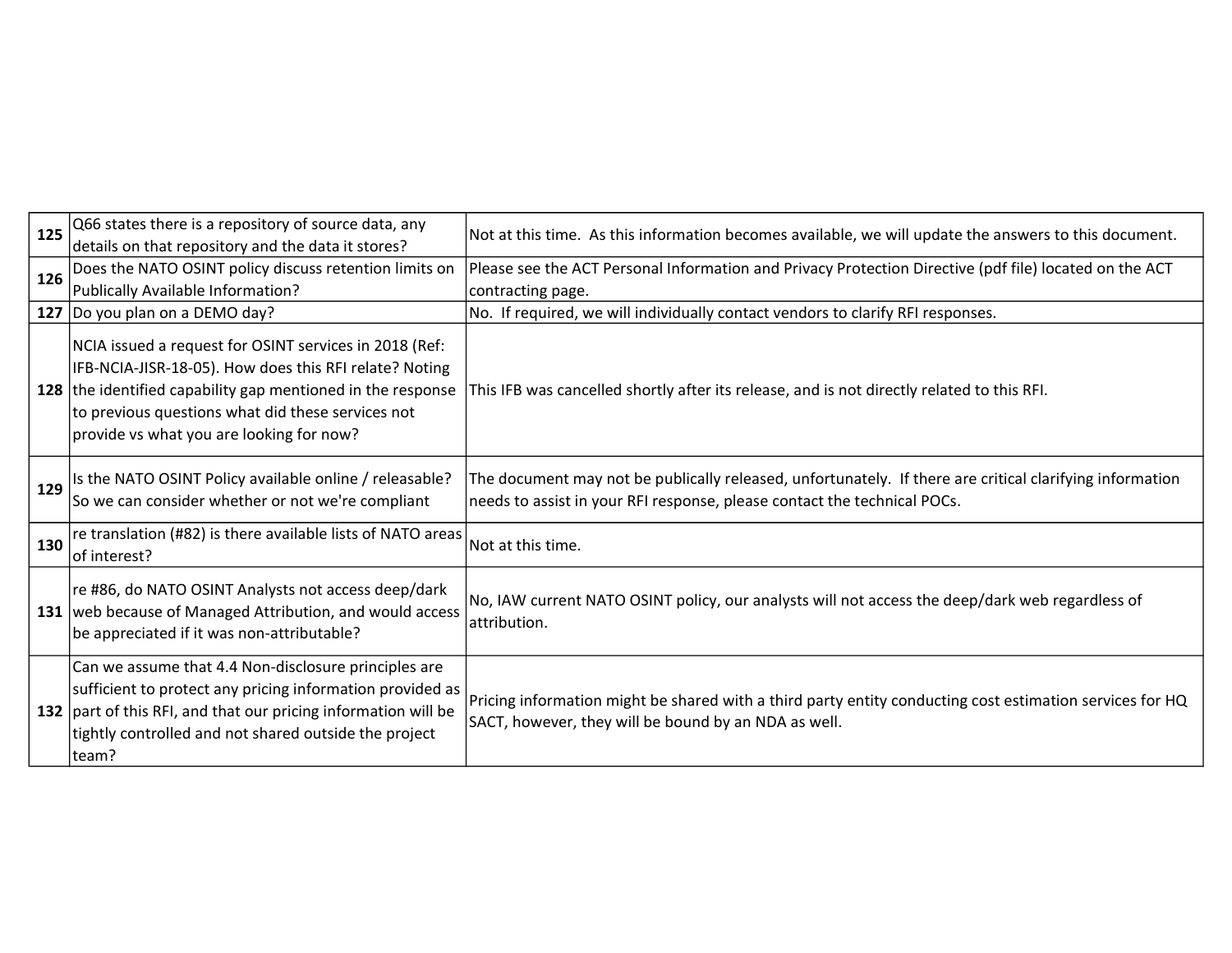| | | |
|---|---|---|
| **125** | Q66 states there is a repository of source data, any details on that repository and the data it stores? | Not at this time. As this information becomes available, we will update the answers to this document. |
| **126** | Does the NATO OSINT policy discuss retention limits on Publically Available Information? | Please see the ACT Personal Information and Privacy Protection Directive (pdf file) located on the ACT contracting page. |
| **127** | Do you plan on a DEMO day? | No. If required, we will individually contact vendors to clarify RFI responses. |
| **128** | NCIA issued a request for OSINT services in 2018 (Ref: IFB-NCIA-JISR-18-05). How does this RFI relate? Noting the identified capability gap mentioned in the response to previous questions what did these services not provide vs what you are looking for now? | This IFB was cancelled shortly after its release, and is not directly related to this RFI. |
| **129** | Is the NATO OSINT Policy available online / releasable? So we can consider whether or not we're compliant | The document may not be publically released, unfortunately. If there are critical clarifying information needs to assist in your RFI response, please contact the technical POCs. |
| **130** | re translation (#82) is there available lists of NATO areas of interest? | Not at this time. |
| **131** | re #86, do NATO OSINT Analysts not access deep/dark web because of Managed Attribution, and would access be appreciated if it was non-attributable? | No, IAW current NATO OSINT policy, our analysts will not access the deep/dark web regardless of attribution. |
| **132** | Can we assume that 4.4 Non-disclosure principles are sufficient to protect any pricing information provided as part of this RFI, and that our pricing information will be tightly controlled and not shared outside the project team? | Pricing information might be shared with a third party entity conducting cost estimation services for HQ SACT, however, they will be bound by an NDA as well. |